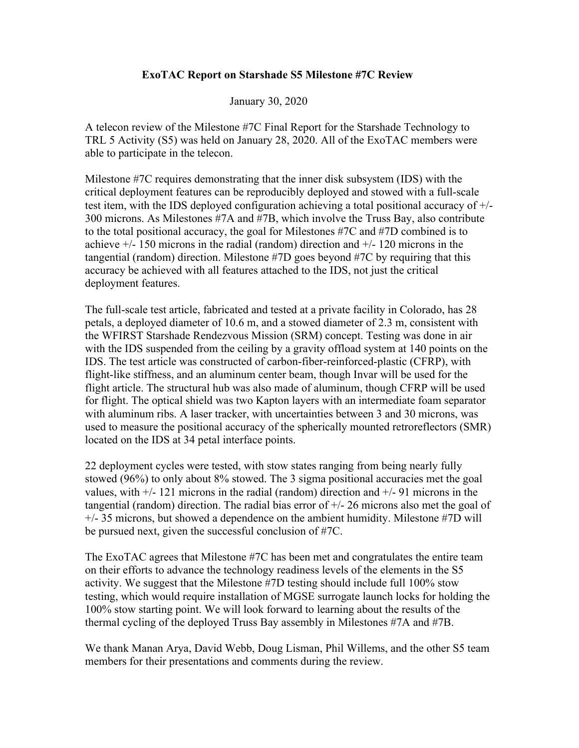# ExoTAC Report on Starshade S5 Milestone #7C Review

January 30, 2020

A telecon review of the Milestone #7C Final Report for the Starshade Technology to TRL 5 Activity (S5) was held on January 28, 2020. All of the ExoTAC members were able to participate in the telecon.

Milestone #7C requires demonstrating that the inner disk subsystem (IDS) with the critical deployment features can be reproducibly deployed and stowed with a full-scale test item, with the IDS deployed configuration achieving a total positional accuracy of +/- 300 microns. As Milestones #7A and #7B, which involve the Truss Bay, also contribute to the total positional accuracy, the goal for Milestones #7C and #7D combined is to achieve +/- 150 microns in the radial (random) direction and +/- 120 microns in the tangential (random) direction. Milestone #7D goes beyond #7C by requiring that this accuracy be achieved with all features attached to the IDS, not just the critical deployment features.

The full-scale test article, fabricated and tested at a private facility in Colorado, has 28 petals, a deployed diameter of 10.6 m, and a stowed diameter of 2.3 m, consistent with the WFIRST Starshade Rendezvous Mission (SRM) concept. Testing was done in air with the IDS suspended from the ceiling by a gravity offload system at 140 points on the IDS. The test article was constructed of carbon-fiber-reinforced-plastic (CFRP), with flight-like stiffness, and an aluminum center beam, though Invar will be used for the flight article. The structural hub was also made of aluminum, though CFRP will be used for flight. The optical shield was two Kapton layers with an intermediate foam separator with aluminum ribs. A laser tracker, with uncertainties between 3 and 30 microns, was used to measure the positional accuracy of the spherically mounted retroreflectors (SMR) located on the IDS at 34 petal interface points.

22 deployment cycles were tested, with stow states ranging from being nearly fully stowed (96%) to only about 8% stowed. The 3 sigma positional accuracies met the goal values, with +/- 121 microns in the radial (random) direction and +/- 91 microns in the tangential (random) direction. The radial bias error of +/- 26 microns also met the goal of +/- 35 microns, but showed a dependence on the ambient humidity. Milestone #7D will be pursued next, given the successful conclusion of #7C.

The ExoTAC agrees that Milestone #7C has been met and congratulates the entire team on their efforts to advance the technology readiness levels of the elements in the S5 activity. We suggest that the Milestone #7D testing should include full 100% stow testing, which would require installation of MGSE surrogate launch locks for holding the 100% stow starting point. We will look forward to learning about the results of the thermal cycling of the deployed Truss Bay assembly in Milestones #7A and #7B.

We thank Manan Arya, David Webb, Doug Lisman, Phil Willems, and the other S5 team members for their presentations and comments during the review.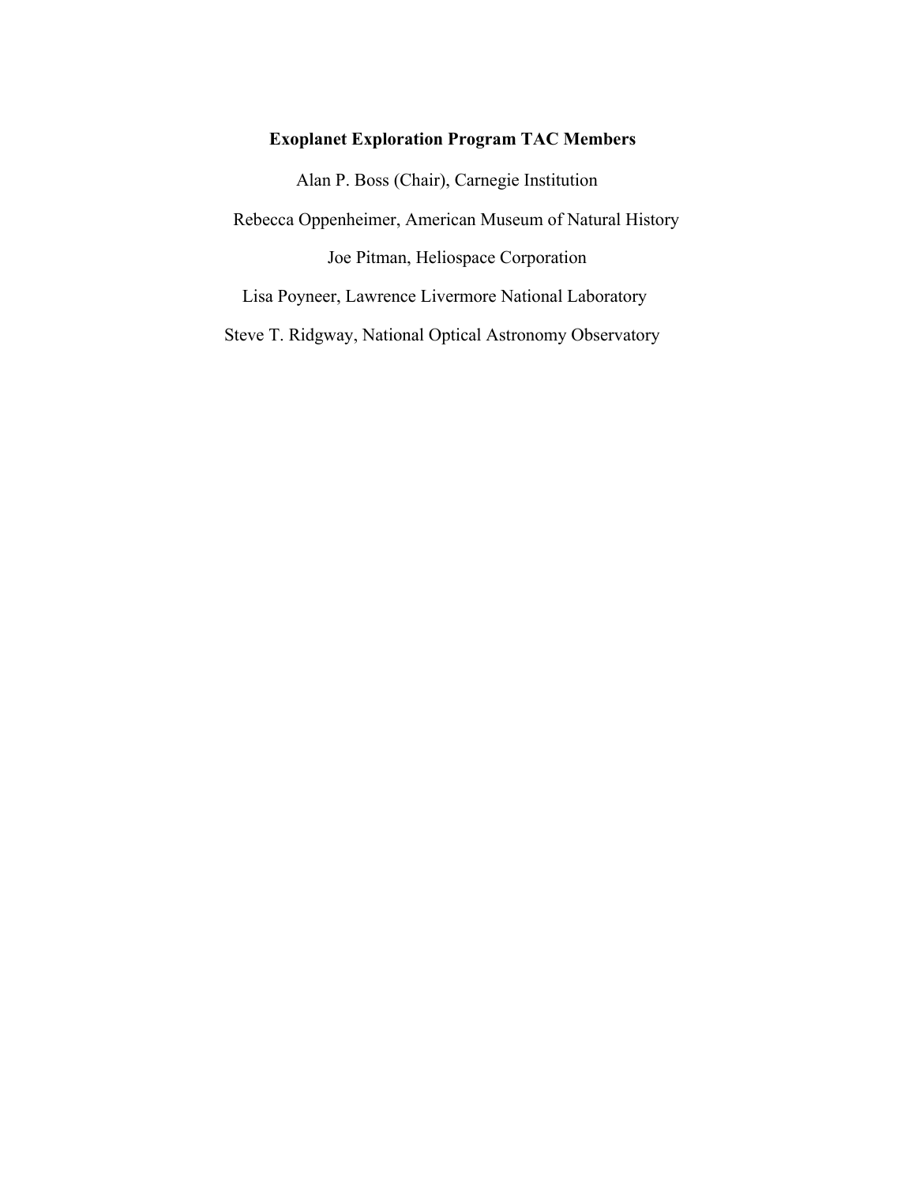**Exoplanet Exploration Program TAC Members**

Alan P. Boss (Chair), Carnegie Institution

Rebecca Oppenheimer, American Museum of Natural History

Joe Pitman, Heliospace Corporation

Lisa Poyneer, Lawrence Livermore National Laboratory

Steve T. Ridgway, National Optical Astronomy Observatory